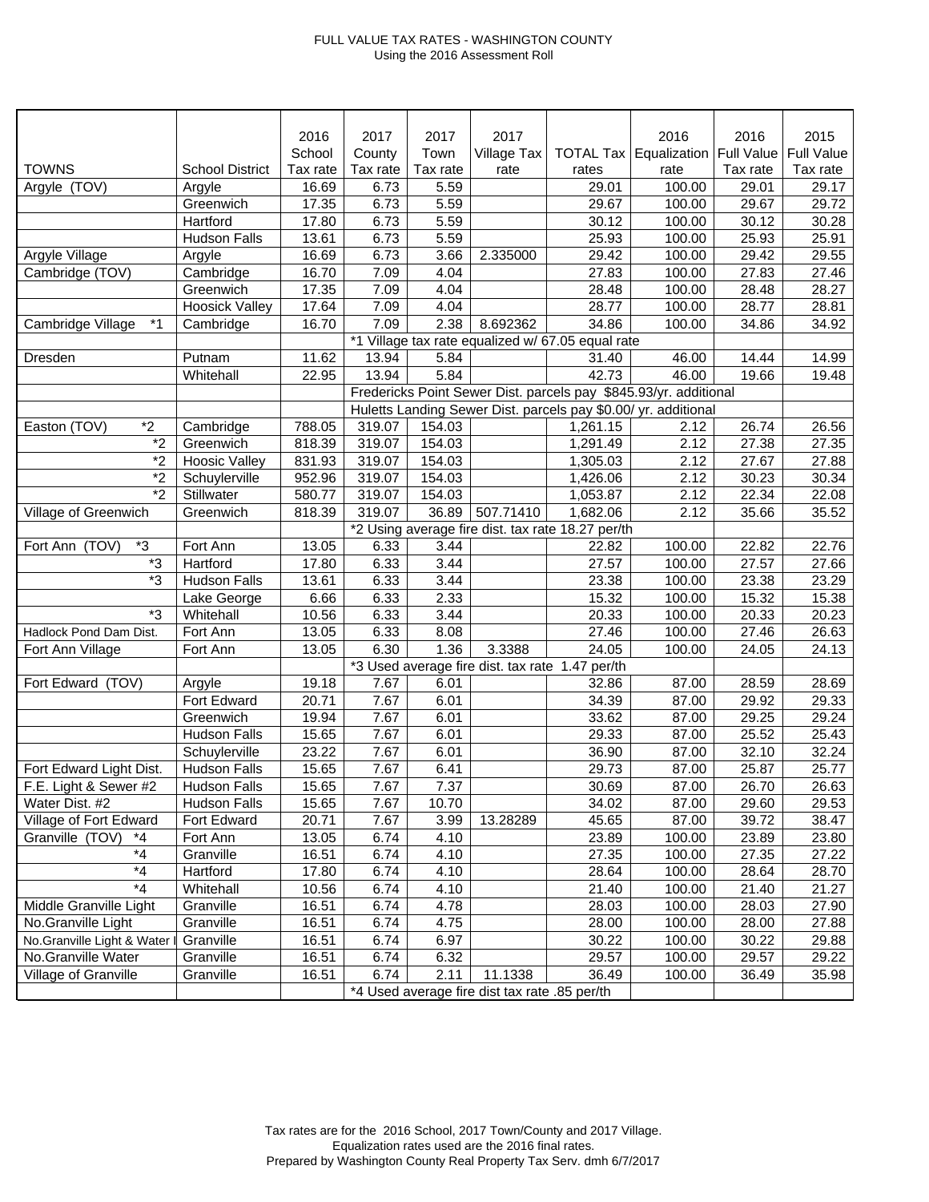FULL VALUE TAX RATES - WASHINGTON COUNTY
Using the 2016 Assessment Roll

| TOWNS | School District | 2016 School Tax rate | 2017 County Tax rate | 2017 Town Tax rate | 2017 Village Tax rate | TOTAL Tax rates | 2016 Equalization rate | 2016 Full Value Tax rate | 2015 Full Value Tax rate |
|---|---|---|---|---|---|---|---|---|---|
| Argyle (TOV) | Argyle | 16.69 | 6.73 | 5.59 | | 29.01 | 100.00 | 29.01 | 29.17 |
| | Greenwich | 17.35 | 6.73 | 5.59 | | 29.67 | 100.00 | 29.67 | 29.72 |
| | Hartford | 17.80 | 6.73 | 5.59 | | 30.12 | 100.00 | 30.12 | 30.28 |
| | Hudson Falls | 13.61 | 6.73 | 5.59 | | 25.93 | 100.00 | 25.93 | 25.91 |
| Argyle Village | Argyle | 16.69 | 6.73 | 3.66 | 2.335000 | 29.42 | 100.00 | 29.42 | 29.55 |
| Cambridge (TOV) | Cambridge | 16.70 | 7.09 | 4.04 | | 27.83 | 100.00 | 27.83 | 27.46 |
| | Greenwich | 17.35 | 7.09 | 4.04 | | 28.48 | 100.00 | 28.48 | 28.27 |
| | Hoosick Valley | 17.64 | 7.09 | 4.04 | | 28.77 | 100.00 | 28.77 | 28.81 |
| Cambridge Village *1 | Cambridge | 16.70 | 7.09 | 2.38 | 8.692362 | 34.86 | 100.00 | 34.86 | 34.92 |
| | | | *1 Village tax rate equalized w/ 67.05 equal rate | | | | | | |
| Dresden | Putnam | 11.62 | 13.94 | 5.84 | | 31.40 | 46.00 | 14.44 | 14.99 |
| | Whitehall | 22.95 | 13.94 | 5.84 | | 42.73 | 46.00 | 19.66 | 19.48 |
| | | | Fredericks Point Sewer Dist. parcels pay $845.93/yr. additional | | | | | | |
| | | | Huletts Landing Sewer Dist. parcels pay $0.00/ yr. additional | | | | | | |
| Easton (TOV) *2 | Cambridge | 788.05 | 319.07 | 154.03 | | 1,261.15 | 2.12 | 26.74 | 26.56 |
| *2 | Greenwich | 818.39 | 319.07 | 154.03 | | 1,291.49 | 2.12 | 27.38 | 27.35 |
| *2 | Hoosic Valley | 831.93 | 319.07 | 154.03 | | 1,305.03 | 2.12 | 27.67 | 27.88 |
| *2 | Schuylerville | 952.96 | 319.07 | 154.03 | | 1,426.06 | 2.12 | 30.23 | 30.34 |
| *2 | Stillwater | 580.77 | 319.07 | 154.03 | | 1,053.87 | 2.12 | 22.34 | 22.08 |
| Village of Greenwich | Greenwich | 818.39 | 319.07 | 36.89 | 507.71410 | 1,682.06 | 2.12 | 35.66 | 35.52 |
| | | | *2 Using average fire dist. tax rate 18.27 per/th | | | | | | |
| Fort Ann (TOV) *3 | Fort Ann | 13.05 | 6.33 | 3.44 | | 22.82 | 100.00 | 22.82 | 22.76 |
| *3 | Hartford | 17.80 | 6.33 | 3.44 | | 27.57 | 100.00 | 27.57 | 27.66 |
| *3 | Hudson Falls | 13.61 | 6.33 | 3.44 | | 23.38 | 100.00 | 23.38 | 23.29 |
| | Lake George | 6.66 | 6.33 | 2.33 | | 15.32 | 100.00 | 15.32 | 15.38 |
| *3 | Whitehall | 10.56 | 6.33 | 3.44 | | 20.33 | 100.00 | 20.33 | 20.23 |
| Hadlock Pond Dam Dist. | Fort Ann | 13.05 | 6.33 | 8.08 | | 27.46 | 100.00 | 27.46 | 26.63 |
| Fort Ann Village | Fort Ann | 13.05 | 6.30 | 1.36 | 3.3388 | 24.05 | 100.00 | 24.05 | 24.13 |
| | | | *3 Used average fire dist. tax rate 1.47 per/th | | | | | | |
| Fort Edward (TOV) | Argyle | 19.18 | 7.67 | 6.01 | | 32.86 | 87.00 | 28.59 | 28.69 |
| | Fort Edward | 20.71 | 7.67 | 6.01 | | 34.39 | 87.00 | 29.92 | 29.33 |
| | Greenwich | 19.94 | 7.67 | 6.01 | | 33.62 | 87.00 | 29.25 | 29.24 |
| | Hudson Falls | 15.65 | 7.67 | 6.01 | | 29.33 | 87.00 | 25.52 | 25.43 |
| | Schuylerville | 23.22 | 7.67 | 6.01 | | 36.90 | 87.00 | 32.10 | 32.24 |
| Fort Edward Light Dist. | Hudson Falls | 15.65 | 7.67 | 6.41 | | 29.73 | 87.00 | 25.87 | 25.77 |
| F.E. Light & Sewer #2 | Hudson Falls | 15.65 | 7.67 | 7.37 | | 30.69 | 87.00 | 26.70 | 26.63 |
| Water Dist. #2 | Hudson Falls | 15.65 | 7.67 | 10.70 | | 34.02 | 87.00 | 29.60 | 29.53 |
| Village of Fort Edward | Fort Edward | 20.71 | 7.67 | 3.99 | 13.28289 | 45.65 | 87.00 | 39.72 | 38.47 |
| Granville (TOV) *4 | Fort Ann | 13.05 | 6.74 | 4.10 | | 23.89 | 100.00 | 23.89 | 23.80 |
| *4 | Granville | 16.51 | 6.74 | 4.10 | | 27.35 | 100.00 | 27.35 | 27.22 |
| *4 | Hartford | 17.80 | 6.74 | 4.10 | | 28.64 | 100.00 | 28.64 | 28.70 |
| *4 | Whitehall | 10.56 | 6.74 | 4.10 | | 21.40 | 100.00 | 21.40 | 21.27 |
| Middle Granville Light | Granville | 16.51 | 6.74 | 4.78 | | 28.03 | 100.00 | 28.03 | 27.90 |
| No.Granville Light | Granville | 16.51 | 6.74 | 4.75 | | 28.00 | 100.00 | 28.00 | 27.88 |
| No.Granville Light & Water I | Granville | 16.51 | 6.74 | 6.97 | | 30.22 | 100.00 | 30.22 | 29.88 |
| No.Granville Water | Granville | 16.51 | 6.74 | 6.32 | | 29.57 | 100.00 | 29.57 | 29.22 |
| Village of Granville | Granville | 16.51 | 6.74 | 2.11 | 11.1338 | 36.49 | 100.00 | 36.49 | 35.98 |
| | | | *4 Used average fire dist tax rate .85 per/th | | | | | | |

Tax rates are for the 2016 School, 2017 Town/County and 2017 Village.
Equalization rates used are the 2016 final rates.
Prepared by Washington County Real Property Tax Serv. dmh 6/7/2017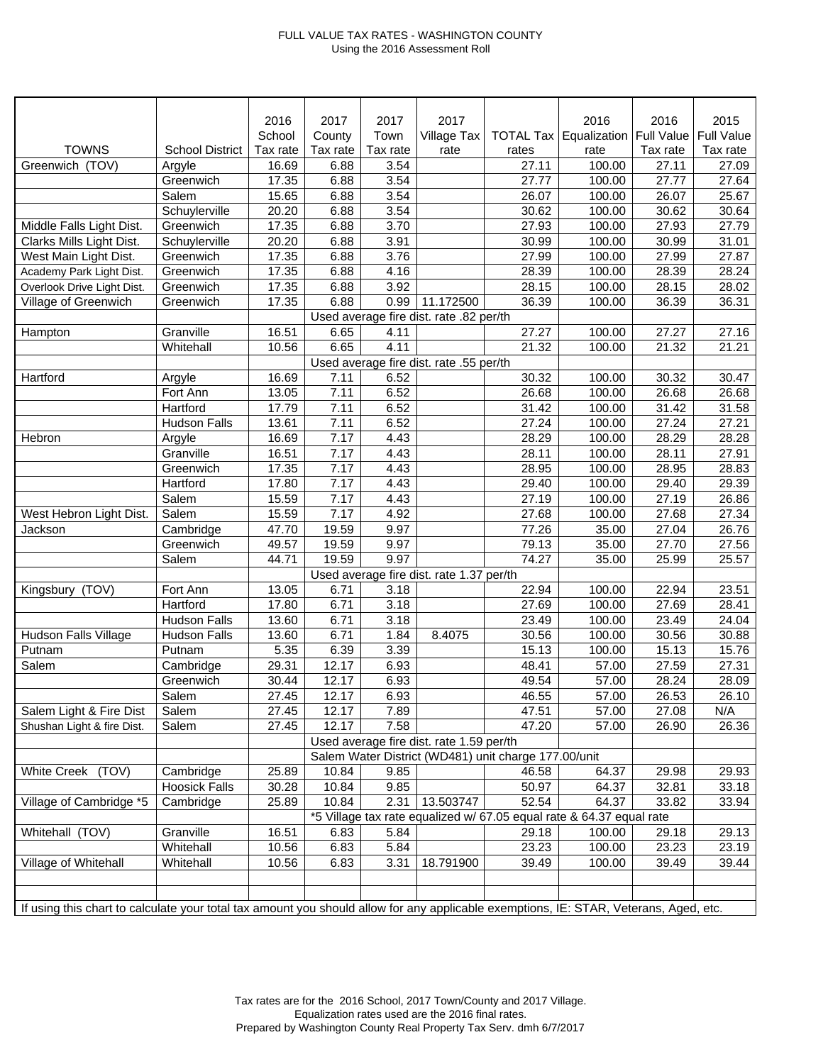FULL VALUE TAX RATES - WASHINGTON COUNTY
Using the 2016 Assessment Roll

| TOWNS | School District | 2016 School Tax rate | 2017 County Tax rate | 2017 Town Tax rate | 2017 Village Tax rate | TOTAL Tax rates | 2016 Equalization rate | 2016 Full Value Tax rate | 2015 Full Value Tax rate |
|---|---|---|---|---|---|---|---|---|---|
| Greenwich (TOV) | Argyle | 16.69 | 6.88 | 3.54 | | 27.11 | 100.00 | 27.11 | 27.09 |
| | Greenwich | 17.35 | 6.88 | 3.54 | | 27.77 | 100.00 | 27.77 | 27.64 |
| | Salem | 15.65 | 6.88 | 3.54 | | 26.07 | 100.00 | 26.07 | 25.67 |
| | Schuylerville | 20.20 | 6.88 | 3.54 | | 30.62 | 100.00 | 30.62 | 30.64 |
| Middle Falls Light Dist. | Greenwich | 17.35 | 6.88 | 3.70 | | 27.93 | 100.00 | 27.93 | 27.79 |
| Clarks Mills Light Dist. | Schuylerville | 20.20 | 6.88 | 3.91 | | 30.99 | 100.00 | 30.99 | 31.01 |
| West Main Light Dist. | Greenwich | 17.35 | 6.88 | 3.76 | | 27.99 | 100.00 | 27.99 | 27.87 |
| Academy Park Light Dist. | Greenwich | 17.35 | 6.88 | 4.16 | | 28.39 | 100.00 | 28.39 | 28.24 |
| Overlook Drive Light Dist. | Greenwich | 17.35 | 6.88 | 3.92 | | 28.15 | 100.00 | 28.15 | 28.02 |
| Village of Greenwich | Greenwich | 17.35 | 6.88 | 0.99 | 11.172500 | 36.39 | 100.00 | 36.39 | 36.31 |
| | | | Used average fire dist. rate .82 per/th | | | | | | |
| Hampton | Granville | 16.51 | 6.65 | 4.11 | | 27.27 | 100.00 | 27.27 | 27.16 |
| | Whitehall | 10.56 | 6.65 | 4.11 | | 21.32 | 100.00 | 21.32 | 21.21 |
| | | | Used average fire dist. rate .55 per/th | | | | | | |
| Hartford | Argyle | 16.69 | 7.11 | 6.52 | | 30.32 | 100.00 | 30.32 | 30.47 |
| | Fort Ann | 13.05 | 7.11 | 6.52 | | 26.68 | 100.00 | 26.68 | 26.68 |
| | Hartford | 17.79 | 7.11 | 6.52 | | 31.42 | 100.00 | 31.42 | 31.58 |
| | Hudson Falls | 13.61 | 7.11 | 6.52 | | 27.24 | 100.00 | 27.24 | 27.21 |
| Hebron | Argyle | 16.69 | 7.17 | 4.43 | | 28.29 | 100.00 | 28.29 | 28.28 |
| | Granville | 16.51 | 7.17 | 4.43 | | 28.11 | 100.00 | 28.11 | 27.91 |
| | Greenwich | 17.35 | 7.17 | 4.43 | | 28.95 | 100.00 | 28.95 | 28.83 |
| | Hartford | 17.80 | 7.17 | 4.43 | | 29.40 | 100.00 | 29.40 | 29.39 |
| | Salem | 15.59 | 7.17 | 4.43 | | 27.19 | 100.00 | 27.19 | 26.86 |
| West Hebron Light Dist. | Salem | 15.59 | 7.17 | 4.92 | | 27.68 | 100.00 | 27.68 | 27.34 |
| Jackson | Cambridge | 47.70 | 19.59 | 9.97 | | 77.26 | 35.00 | 27.04 | 26.76 |
| | Greenwich | 49.57 | 19.59 | 9.97 | | 79.13 | 35.00 | 27.70 | 27.56 |
| | Salem | 44.71 | 19.59 | 9.97 | | 74.27 | 35.00 | 25.99 | 25.57 |
| | | | Used average fire dist. rate 1.37 per/th | | | | | | |
| Kingsbury (TOV) | Fort Ann | 13.05 | 6.71 | 3.18 | | 22.94 | 100.00 | 22.94 | 23.51 |
| | Hartford | 17.80 | 6.71 | 3.18 | | 27.69 | 100.00 | 27.69 | 28.41 |
| | Hudson Falls | 13.60 | 6.71 | 3.18 | | 23.49 | 100.00 | 23.49 | 24.04 |
| Hudson Falls Village | Hudson Falls | 13.60 | 6.71 | 1.84 | 8.4075 | 30.56 | 100.00 | 30.56 | 30.88 |
| Putnam | Putnam | 5.35 | 6.39 | 3.39 | | 15.13 | 100.00 | 15.13 | 15.76 |
| Salem | Cambridge | 29.31 | 12.17 | 6.93 | | 48.41 | 57.00 | 27.59 | 27.31 |
| | Greenwich | 30.44 | 12.17 | 6.93 | | 49.54 | 57.00 | 28.24 | 28.09 |
| | Salem | 27.45 | 12.17 | 6.93 | | 46.55 | 57.00 | 26.53 | 26.10 |
| Salem Light & Fire Dist | Salem | 27.45 | 12.17 | 7.89 | | 47.51 | 57.00 | 27.08 | N/A |
| Shushan Light & fire Dist. | Salem | 27.45 | 12.17 | 7.58 | | 47.20 | 57.00 | 26.90 | 26.36 |
| | | | Used average fire dist. rate 1.59 per/th | | | | | | |
| | | | Salem Water District (WD481) unit charge 177.00/unit | | | | | | |
| White Creek (TOV) | Cambridge | 25.89 | 10.84 | 9.85 | | 46.58 | 64.37 | 29.98 | 29.93 |
| | Hoosick Falls | 30.28 | 10.84 | 9.85 | | 50.97 | 64.37 | 32.81 | 33.18 |
| Village of Cambridge *5 | Cambridge | 25.89 | 10.84 | 2.31 | 13.503747 | 52.54 | 64.37 | 33.82 | 33.94 |
| | | | *5 Village tax rate equalized w/ 67.05 equal rate & 64.37 equal rate | | | | | | |
| Whitehall (TOV) | Granville | 16.51 | 6.83 | 5.84 | | 29.18 | 100.00 | 29.18 | 29.13 |
| | Whitehall | 10.56 | 6.83 | 5.84 | | 23.23 | 100.00 | 23.23 | 23.19 |
| Village of Whitehall | Whitehall | 10.56 | 6.83 | 3.31 | 18.791900 | 39.49 | 100.00 | 39.49 | 39.44 |

If using this chart to calculate your total tax amount you should allow for any applicable exemptions, IE: STAR, Veterans, Aged, etc.

Tax rates are for the 2016 School, 2017 Town/County and 2017 Village.
Equalization rates used are the 2016 final rates.
Prepared by Washington County Real Property Tax Serv. dmh 6/7/2017